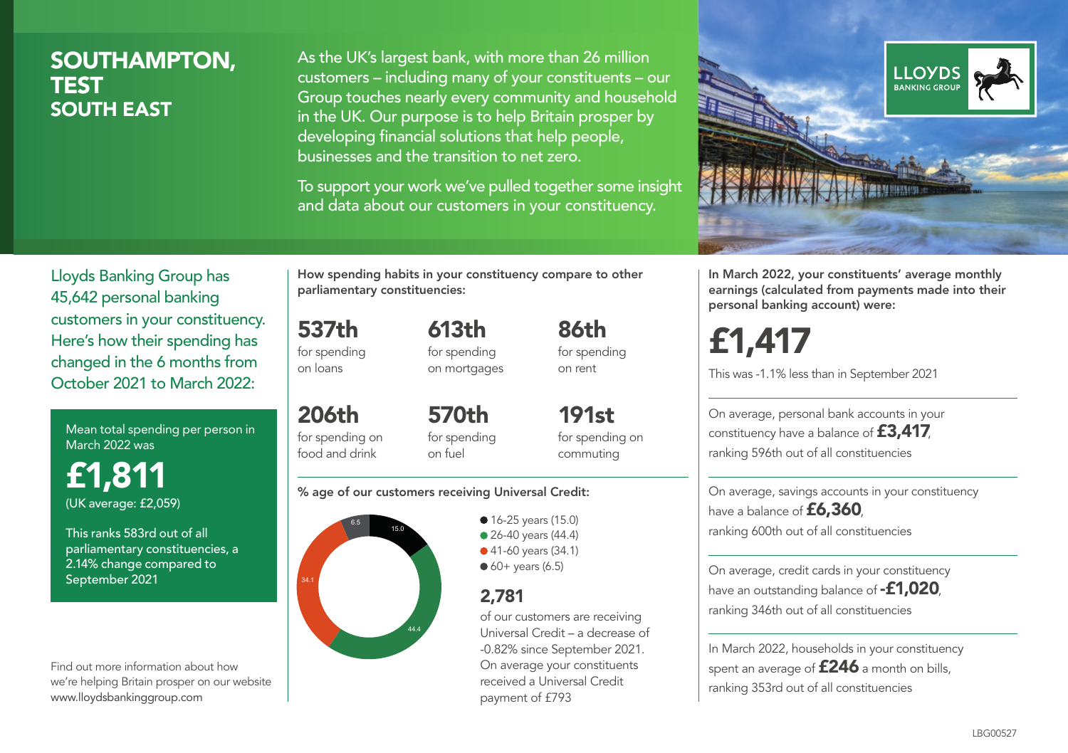# SOUTHAMPTON, TEST
## SOUTH EAST

As the UK's largest bank, with more than 26 million customers – including many of your constituents – our Group touches nearly every community and household in the UK. Our purpose is to help Britain prosper by developing financial solutions that help people, businesses and the transition to net zero.

To support your work we've pulled together some insight and data about our customers in your constituency.

Lloyds Banking Group has 45,642 personal banking customers in your constituency. Here's how their spending has changed in the 6 months from October 2021 to March 2022:

Mean total spending per person in March 2022 was

**£1,811**
(UK average: £2,059)

This ranks 583rd out of all parliamentary constituencies, a 2.14% change compared to September 2021

Find out more information about how we're helping Britain prosper on our website www.lloydsbankinggroup.com

**How spending habits in your constituency compare to other parliamentary constituencies:**

**537th** for spending on loans

**613th** for spending on mortgages

**86th** for spending on rent

**206th** for spending on food and drink

**570th** for spending on fuel

**191st** for spending on commuting

**% age of our customers receiving Universal Credit:**

- 16-25 years (15.0)
- 26-40 years (44.4)
- 41-60 years (34.1)
- 60+ years (6.5)

**2,781** of our customers are receiving Universal Credit – a decrease of -0.82% since September 2021. On average your constituents received a Universal Credit payment of £793

**In March 2022, your constituents' average monthly earnings (calculated from payments made into their personal banking account) were:**

**£1,417**

This was -1.1% less than in September 2021

On average, personal bank accounts in your constituency have a balance of **£3,417**, ranking 596th out of all constituencies

On average, savings accounts in your constituency have a balance of **£6,360**, ranking 600th out of all constituencies

On average, credit cards in your constituency have an outstanding balance of **-£1,020**, ranking 346th out of all constituencies

In March 2022, households in your constituency spent an average of **£246** a month on bills, ranking 353rd out of all constituencies

LBG00527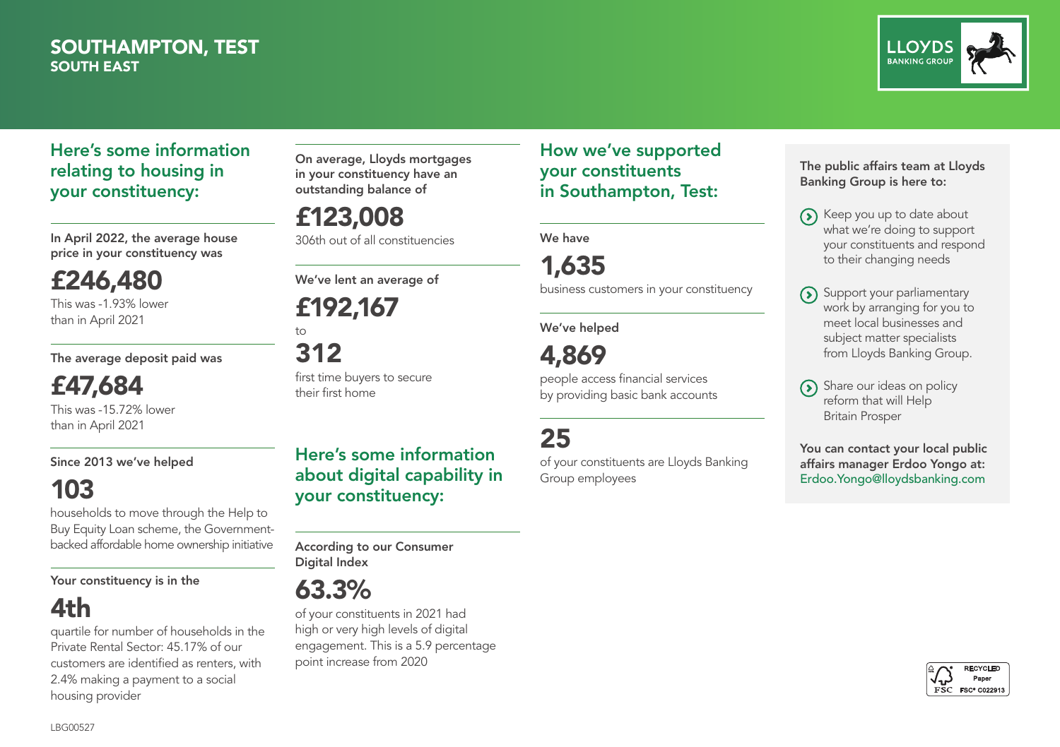# SOUTHAMPTON, TEST
## SOUTH EAST

LLOYDS BANKING GROUP

## Here's some information relating to housing in your constituency:

**In April 2022, the average house price in your constituency was**

**£246,480**

This was -1.93% lower than in April 2021

**The average deposit paid was**

**£47,684**

This was -15.72% lower than in April 2021

**Since 2013 we've helped**

**103**

households to move through the Help to Buy Equity Loan scheme, the Government-backed affordable home ownership initiative

**Your constituency is in the**

**4th**

quartile for number of households in the Private Rental Sector: 45.17% of our customers are identified as renters, with 2.4% making a payment to a social housing provider

**On average, Lloyds mortgages in your constituency have an outstanding balance of**

**£123,008**

306th out of all constituencies

**We've lent an average of**

**£192,167**

to

**312**

first time buyers to secure their first home

## Here's some information about digital capability in your constituency:

**According to our Consumer Digital Index**

**63.3%**

of your constituents in 2021 had high or very high levels of digital engagement. This is a 5.9 percentage point increase from 2020

## How we've supported your constituents in Southampton, Test:

**We have**

**1,635**

business customers in your constituency

**We've helped**

**4,869**

people access financial services by providing basic bank accounts

**25**

of your constituents are Lloyds Banking Group employees

**The public affairs team at Lloyds Banking Group is here to:**

- Keep you up to date about what we're doing to support your constituents and respond to their changing needs
- Support your parliamentary work by arranging for you to meet local businesses and subject matter specialists from Lloyds Banking Group.
- Share our ideas on policy reform that will Help Britain Prosper

**You can contact your local public affairs manager Erdoo Yongo at:**
Erdoo.Yongo@lloydsbanking.com

RECYCLED Paper FSC® C022913

LBG00527